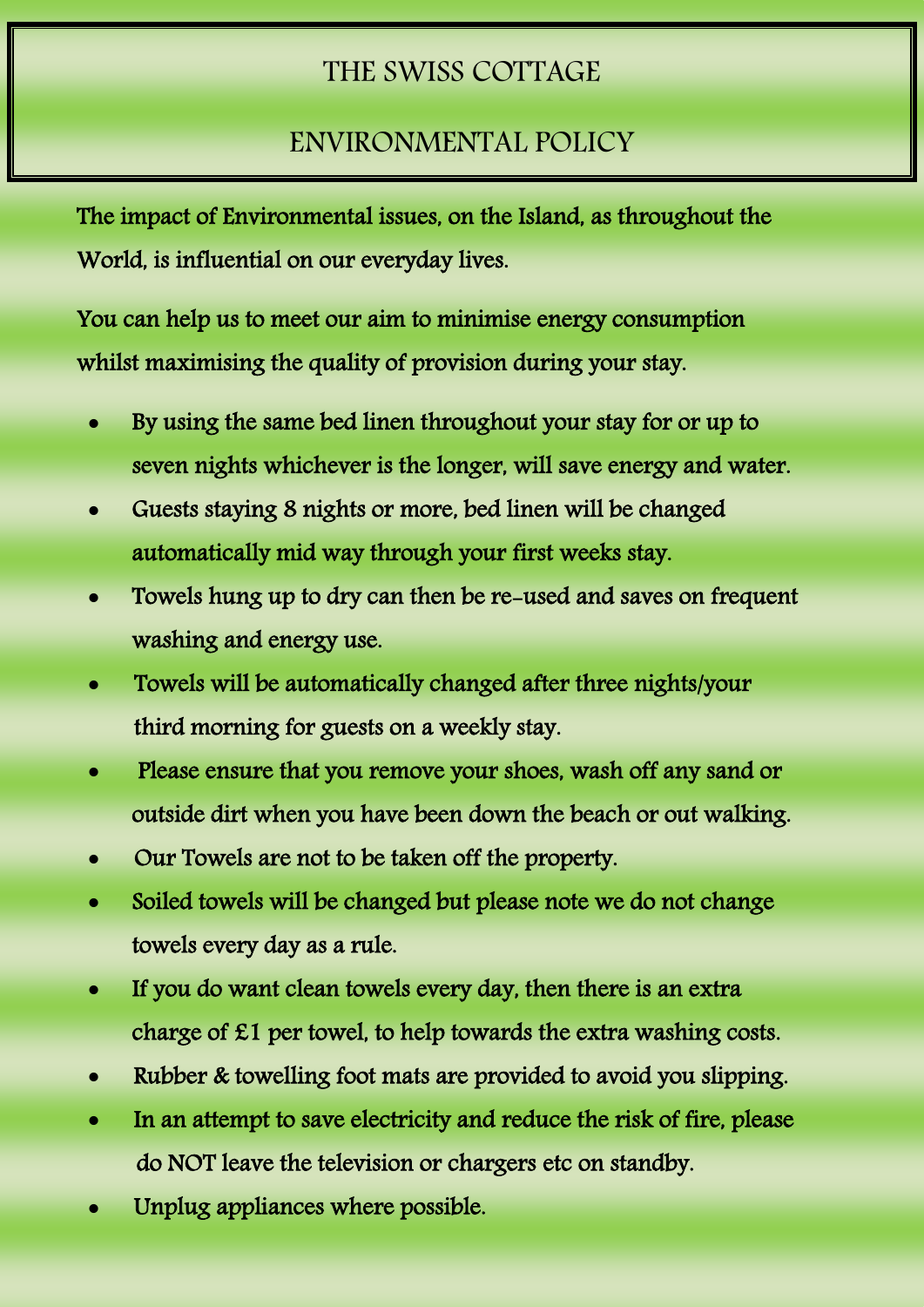# THE SWISS COTTAGE

# ENVIRONMENTAL POLICY

The impact of Environmental issues, on the Island, as throughout the World, is influential on our everyday lives.

You can help us to meet our aim to minimise energy consumption whilst maximising the quality of provision during your stay.

- By using the same bed linen throughout your stay for or up to seven nights whichever is the longer, will save energy and water.
- Guests staying 8 nights or more, bed linen will be changed automatically mid way through your first weeks stay.
- Towels hung up to dry can then be re-used and saves on frequent washing and energy use.
- Towels will be automatically changed after three nights/your third morning for guests on a weekly stay.
- Please ensure that you remove your shoes, wash off any sand or outside dirt when you have been down the beach or out walking.
- Our Towels are not to be taken off the property.
- Soiled towels will be changed but please note we do not change towels every day as a rule.
- If you do want clean towels every day, then there is an extra charge of £1 per towel, to help towards the extra washing costs.
- Rubber & towelling foot mats are provided to avoid you slipping.
- In an attempt to save electricity and reduce the risk of fire, please do NOT leave the television or chargers etc on standby.
- Unplug appliances where possible.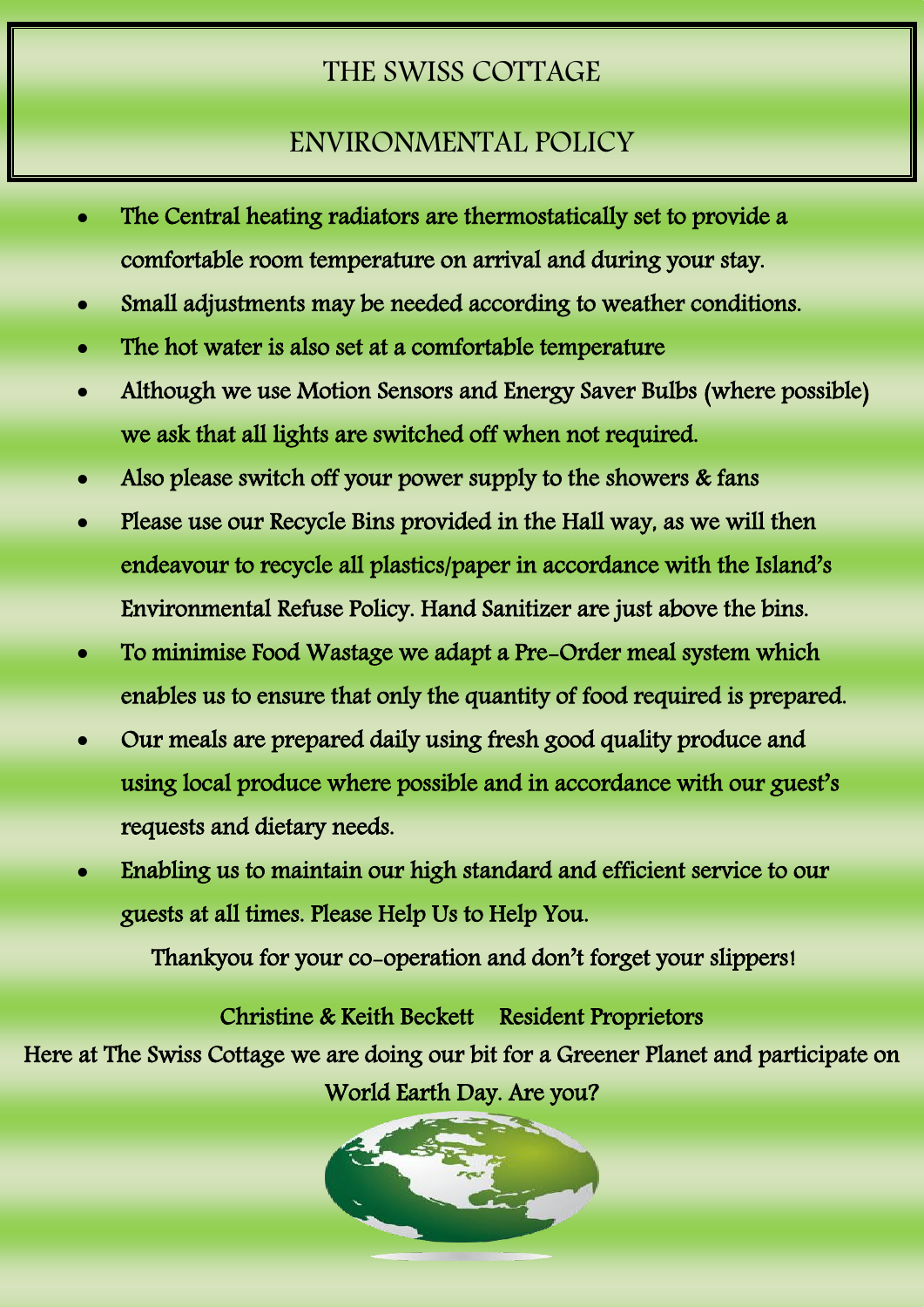# THE SWISS COTTAGE

## ENVIRONMENTAL POLICY

- The Central heating radiators are thermostatically set to provide a comfortable room temperature on arrival and during your stay.
- Small adjustments may be needed according to weather conditions.
- The hot water is also set at a comfortable temperature
- Although we use Motion Sensors and Energy Saver Bulbs (where possible) we ask that all lights are switched off when not required.
- Also please switch off your power supply to the showers & fans
- Please use our Recycle Bins provided in the Hall way, as we will then endeavour to recycle all plastics/paper in accordance with the Island's Environmental Refuse Policy. Hand Sanitizer are just above the bins.
- To minimise Food Wastage we adapt a Pre-Order meal system which enables us to ensure that only the quantity of food required is prepared.
- Our meals are prepared daily using fresh good quality produce and using local produce where possible and in accordance with our guest's requests and dietary needs.
- Enabling us to maintain our high standard and efficient service to our guests at all times. Please Help Us to Help You.

Thankyou for your co-operation and don't forget your slippers!

Christine & Keith Beckett     Resident Proprietors

Here at The Swiss Cottage we are doing our bit for a Greener Planet and participate on World Earth Day. Are you?